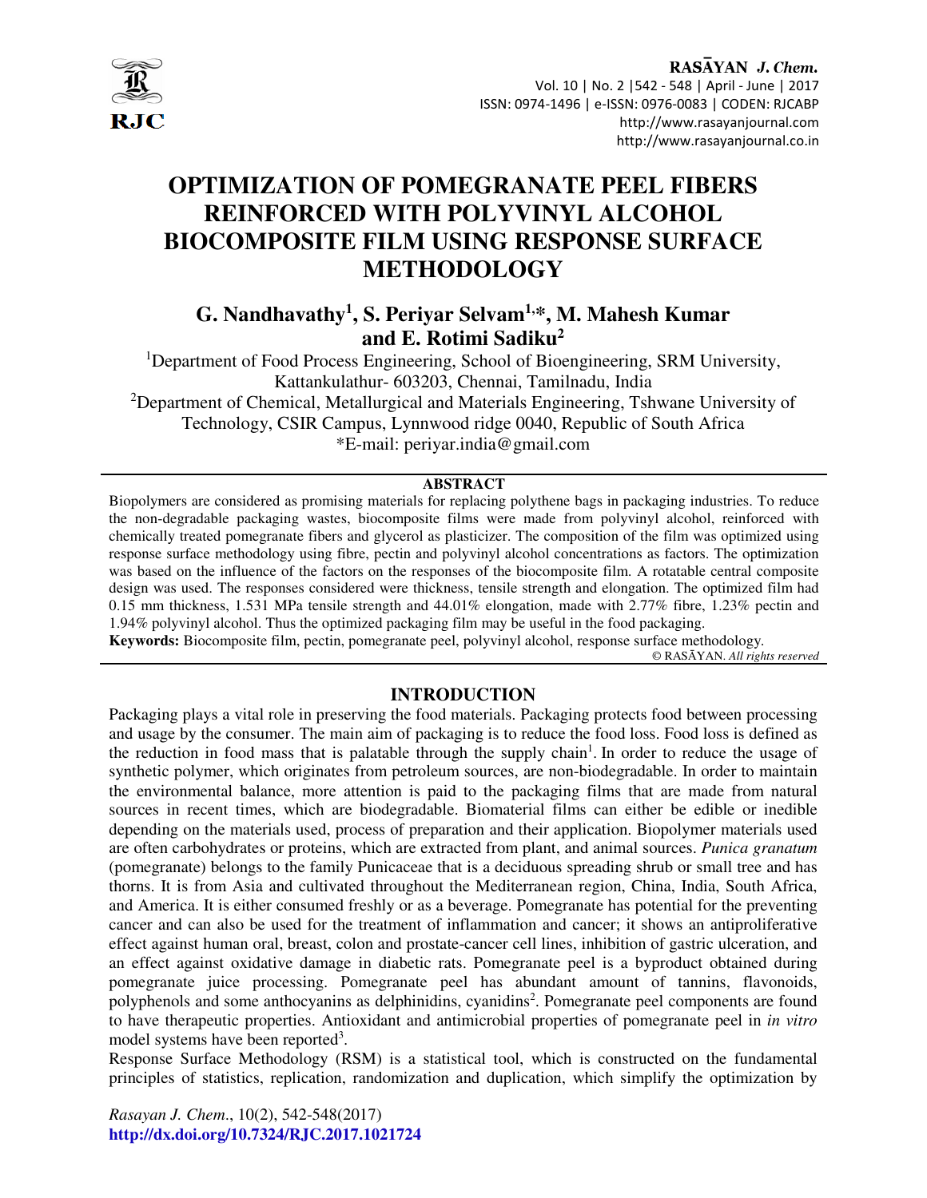# OPTIMIZATION OF POMEGRANATE PEEL FIBERS REINFORCED WITH POLYVINYL ALCOHOL BIOCOMPOSITE FILM USING RESPONSE SURFACE METHODOLOGY

**G. Nandhavathy[1], S. Periyar Selvam[1,*], M. Mahesh Kumar and E. Rotimi Sadiku[2]**

[1]Department of Food Process Engineering, School of Bioengineering, SRM University, Kattankulathur- 603203, Chennai, Tamilnadu, India

[2]Department of Chemical, Metallurgical and Materials Engineering, Tshwane University of Technology, CSIR Campus, Lynnwood ridge 0040, Republic of South Africa

*E-mail: periyar.india@gmail.com

## ABSTRACT

Biopolymers are considered as promising materials for replacing polythene bags in packaging industries. To reduce the non-degradable packaging wastes, biocomposite films were made from polyvinyl alcohol, reinforced with chemically treated pomegranate fibers and glycerol as plasticizer. The composition of the film was optimized using response surface methodology using fibre, pectin and polyvinyl alcohol concentrations as factors. The optimization was based on the influence of the factors on the responses of the biocomposite film. A rotatable central composite design was used. The responses considered were thickness, tensile strength and elongation. The optimized film had 0.15 mm thickness, 1.531 MPa tensile strength and 44.01% elongation, made with 2.77% fibre, 1.23% pectin and 1.94% polyvinyl alcohol. Thus the optimized packaging film may be useful in the food packaging.

**Keywords:** Biocomposite film, pectin, pomegranate peel, polyvinyl alcohol, response surface methodology.

© RASĀYAN. *All rights reserved*

## INTRODUCTION

Packaging plays a vital role in preserving the food materials. Packaging protects food between processing and usage by the consumer. The main aim of packaging is to reduce the food loss. Food loss is defined as the reduction in food mass that is palatable through the supply chain[1]. In order to reduce the usage of synthetic polymer, which originates from petroleum sources, are non-biodegradable. In order to maintain the environmental balance, more attention is paid to the packaging films that are made from natural sources in recent times, which are biodegradable. Biomaterial films can either be edible or inedible depending on the materials used, process of preparation and their application. Biopolymer materials used are often carbohydrates or proteins, which are extracted from plant, and animal sources. *Punica granatum* (pomegranate) belongs to the family Punicaceae that is a deciduous spreading shrub or small tree and has thorns. It is from Asia and cultivated throughout the Mediterranean region, China, India, South Africa, and America. It is either consumed freshly or as a beverage. Pomegranate has potential for the preventing cancer and can also be used for the treatment of inflammation and cancer; it shows an antiproliferative effect against human oral, breast, colon and prostate-cancer cell lines, inhibition of gastric ulceration, and an effect against oxidative damage in diabetic rats. Pomegranate peel is a byproduct obtained during pomegranate juice processing. Pomegranate peel has abundant amount of tannins, flavonoids, polyphenols and some anthocyanins as delphinidins, cyanidins[2]. Pomegranate peel components are found to have therapeutic properties. Antioxidant and antimicrobial properties of pomegranate peel in *in vitro* model systems have been reported[3].

Response Surface Methodology (RSM) is a statistical tool, which is constructed on the fundamental principles of statistics, replication, randomization and duplication, which simplify the optimization by

*Rasayan J. Chem.*, 10(2), 542-548(2017)
http://dx.doi.org/10.7324/RJC.2017.1021724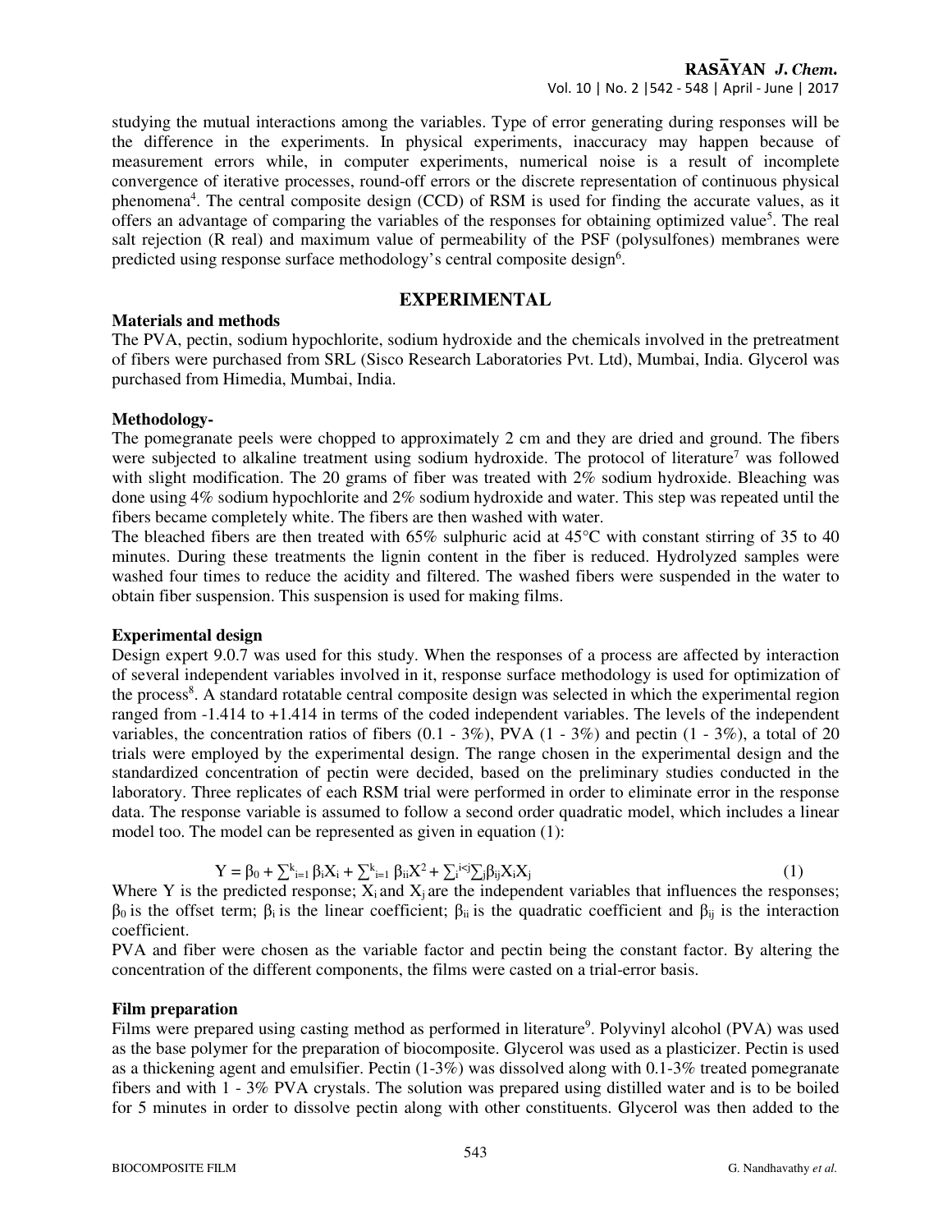studying the mutual interactions among the variables. Type of error generating during responses will be the difference in the experiments. In physical experiments, inaccuracy may happen because of measurement errors while, in computer experiments, numerical noise is a result of incomplete convergence of iterative processes, round-off errors or the discrete representation of continuous physical phenomena[4]. The central composite design (CCD) of RSM is used for finding the accurate values, as it offers an advantage of comparing the variables of the responses for obtaining optimized value[5]. The real salt rejection (R real) and maximum value of permeability of the PSF (polysulfones) membranes were predicted using response surface methodology's central composite design[6].

## EXPERIMENTAL

### Materials and methods

The PVA, pectin, sodium hypochlorite, sodium hydroxide and the chemicals involved in the pretreatment of fibers were purchased from SRL (Sisco Research Laboratories Pvt. Ltd), Mumbai, India. Glycerol was purchased from Himedia, Mumbai, India.

### Methodology-

The pomegranate peels were chopped to approximately 2 cm and they are dried and ground. The fibers were subjected to alkaline treatment using sodium hydroxide. The protocol of literature[7] was followed with slight modification. The 20 grams of fiber was treated with 2% sodium hydroxide. Bleaching was done using 4% sodium hypochlorite and 2% sodium hydroxide and water. This step was repeated until the fibers became completely white. The fibers are then washed with water.

The bleached fibers are then treated with 65% sulphuric acid at 45°C with constant stirring of 35 to 40 minutes. During these treatments the lignin content in the fiber is reduced. Hydrolyzed samples were washed four times to reduce the acidity and filtered. The washed fibers were suspended in the water to obtain fiber suspension. This suspension is used for making films.

### Experimental design

Design expert 9.0.7 was used for this study. When the responses of a process are affected by interaction of several independent variables involved in it, response surface methodology is used for optimization of the process[8]. A standard rotatable central composite design was selected in which the experimental region ranged from -1.414 to +1.414 in terms of the coded independent variables. The levels of the independent variables, the concentration ratios of fibers (0.1 - 3%), PVA (1 - 3%) and pectin (1 - 3%), a total of 20 trials were employed by the experimental design. The range chosen in the experimental design and the standardized concentration of pectin were decided, based on the preliminary studies conducted in the laboratory. Three replicates of each RSM trial were performed in order to eliminate error in the response data. The response variable is assumed to follow a second order quadratic model, which includes a linear model too. The model can be represented as given in equation (1):

$$Y = \beta_0 + \sum_{i=1}^{k} \beta_i X_i + \sum_{i=1}^{k} \beta_{ii} X^2 + \sum_{i}^{i<j}\sum_{j} \beta_{ij} X_i X_j \tag{1}$$

Where Y is the predicted response; $X_i$ and $X_j$ are the independent variables that influences the responses; $\beta_0$ is the offset term; $\beta_i$ is the linear coefficient; $\beta_{ii}$ is the quadratic coefficient and $\beta_{ij}$ is the interaction coefficient.

PVA and fiber were chosen as the variable factor and pectin being the constant factor. By altering the concentration of the different components, the films were casted on a trial-error basis.

### Film preparation

Films were prepared using casting method as performed in literature[9]. Polyvinyl alcohol (PVA) was used as the base polymer for the preparation of biocomposite. Glycerol was used as a plasticizer. Pectin is used as a thickening agent and emulsifier. Pectin (1-3%) was dissolved along with 0.1-3% treated pomegranate fibers and with 1 - 3% PVA crystals. The solution was prepared using distilled water and is to be boiled for 5 minutes in order to dissolve pectin along with other constituents. Glycerol was then added to the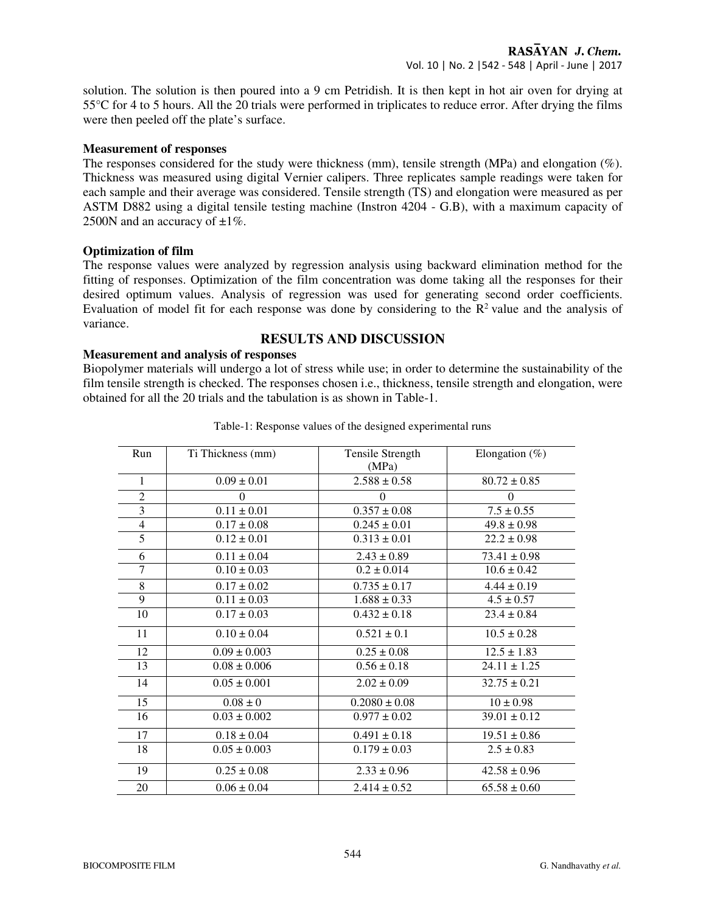solution. The solution is then poured into a 9 cm Petridish. It is then kept in hot air oven for drying at 55°C for 4 to 5 hours. All the 20 trials were performed in triplicates to reduce error. After drying the films were then peeled off the plate's surface.

**Measurement of responses**

The responses considered for the study were thickness (mm), tensile strength (MPa) and elongation (%). Thickness was measured using digital Vernier calipers. Three replicates sample readings were taken for each sample and their average was considered. Tensile strength (TS) and elongation were measured as per ASTM D882 using a digital tensile testing machine (Instron 4204 - G.B), with a maximum capacity of 2500N and an accuracy of ±1%.

**Optimization of film**

The response values were analyzed by regression analysis using backward elimination method for the fitting of responses. Optimization of the film concentration was dome taking all the responses for their desired optimum values. Analysis of regression was used for generating second order coefficients. Evaluation of model fit for each response was done by considering to the $R^2$ value and the analysis of variance.

## RESULTS AND DISCUSSION

**Measurement and analysis of responses**

Biopolymer materials will undergo a lot of stress while use; in order to determine the sustainability of the film tensile strength is checked. The responses chosen i.e., thickness, tensile strength and elongation, were obtained for all the 20 trials and the tabulation is as shown in Table-1.

Table-1: Response values of the designed experimental runs

| Run | Ti Thickness (mm) | Tensile Strength (MPa) | Elongation (%) |
|---|---|---|---|
| 1 | 0.09 ± 0.01 | 2.588 ± 0.58 | 80.72 ± 0.85 |
| 2 | 0 | 0 | 0 |
| 3 | 0.11 ± 0.01 | 0.357 ± 0.08 | 7.5 ± 0.55 |
| 4 | 0.17 ± 0.08 | 0.245 ± 0.01 | 49.8 ± 0.98 |
| 5 | 0.12 ± 0.01 | 0.313 ± 0.01 | 22.2 ± 0.98 |
| 6 | 0.11 ± 0.04 | 2.43 ± 0.89 | 73.41 ± 0.98 |
| 7 | 0.10 ± 0.03 | 0.2 ± 0.014 | 10.6 ± 0.42 |
| 8 | 0.17 ± 0.02 | 0.735 ± 0.17 | 4.44 ± 0.19 |
| 9 | 0.11 ± 0.03 | 1.688 ± 0.33 | 4.5 ± 0.57 |
| 10 | 0.17 ± 0.03 | 0.432 ± 0.18 | 23.4 ± 0.84 |
| 11 | 0.10 ± 0.04 | 0.521 ± 0.1 | 10.5 ± 0.28 |
| 12 | 0.09 ± 0.003 | 0.25 ± 0.08 | 12.5 ± 1.83 |
| 13 | 0.08 ± 0.006 | 0.56 ± 0.18 | 24.11 ± 1.25 |
| 14 | 0.05 ± 0.001 | 2.02 ± 0.09 | 32.75 ± 0.21 |
| 15 | 0.08 ± 0 | 0.2080 ± 0.08 | 10 ± 0.98 |
| 16 | 0.03 ± 0.002 | 0.977 ± 0.02 | 39.01 ± 0.12 |
| 17 | 0.18 ± 0.04 | 0.491 ± 0.18 | 19.51 ± 0.86 |
| 18 | 0.05 ± 0.003 | 0.179 ± 0.03 | 2.5 ± 0.83 |
| 19 | 0.25 ± 0.08 | 2.33 ± 0.96 | 42.58 ± 0.96 |
| 20 | 0.06 ± 0.04 | 2.414 ± 0.52 | 65.58 ± 0.60 |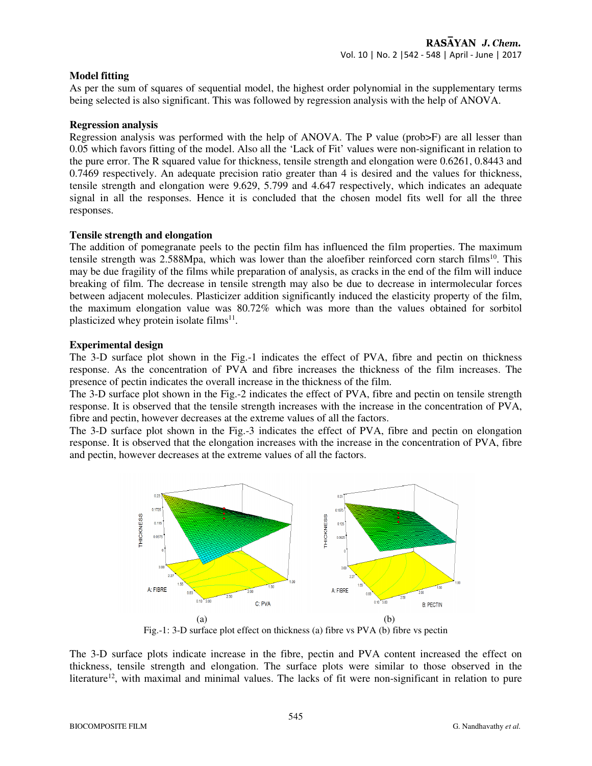### Model fitting

As per the sum of squares of sequential model, the highest order polynomial in the supplementary terms being selected is also significant. This was followed by regression analysis with the help of ANOVA.

### Regression analysis

Regression analysis was performed with the help of ANOVA. The P value (prob>F) are all lesser than 0.05 which favors fitting of the model. Also all the 'Lack of Fit' values were non-significant in relation to the pure error. The R squared value for thickness, tensile strength and elongation were 0.6261, 0.8443 and 0.7469 respectively. An adequate precision ratio greater than 4 is desired and the values for thickness, tensile strength and elongation were 9.629, 5.799 and 4.647 respectively, which indicates an adequate signal in all the responses. Hence it is concluded that the chosen model fits well for all the three responses.

### Tensile strength and elongation

The addition of pomegranate peels to the pectin film has influenced the film properties. The maximum tensile strength was 2.588Mpa, which was lower than the aloefiber reinforced corn starch films[10]. This may be due fragility of the films while preparation of analysis, as cracks in the end of the film will induce breaking of film. The decrease in tensile strength may also be due to decrease in intermolecular forces between adjacent molecules. Plasticizer addition significantly induced the elasticity property of the film, the maximum elongation value was 80.72% which was more than the values obtained for sorbitol plasticized whey protein isolate films[11].

### Experimental design

The 3-D surface plot shown in the Fig.-1 indicates the effect of PVA, fibre and pectin on thickness response. As the concentration of PVA and fibre increases the thickness of the film increases. The presence of pectin indicates the overall increase in the thickness of the film.

The 3-D surface plot shown in the Fig.-2 indicates the effect of PVA, fibre and pectin on tensile strength response. It is observed that the tensile strength increases with the increase in the concentration of PVA, fibre and pectin, however decreases at the extreme values of all the factors.

The 3-D surface plot shown in the Fig.-3 indicates the effect of PVA, fibre and pectin on elongation response. It is observed that the elongation increases with the increase in the concentration of PVA, fibre and pectin, however decreases at the extreme values of all the factors.

(a) (b)

Fig.-1: 3-D surface plot effect on thickness (a) fibre vs PVA (b) fibre vs pectin

The 3-D surface plots indicate increase in the fibre, pectin and PVA content increased the effect on thickness, tensile strength and elongation. The surface plots were similar to those observed in the literature[12], with maximal and minimal values. The lacks of fit were non-significant in relation to pure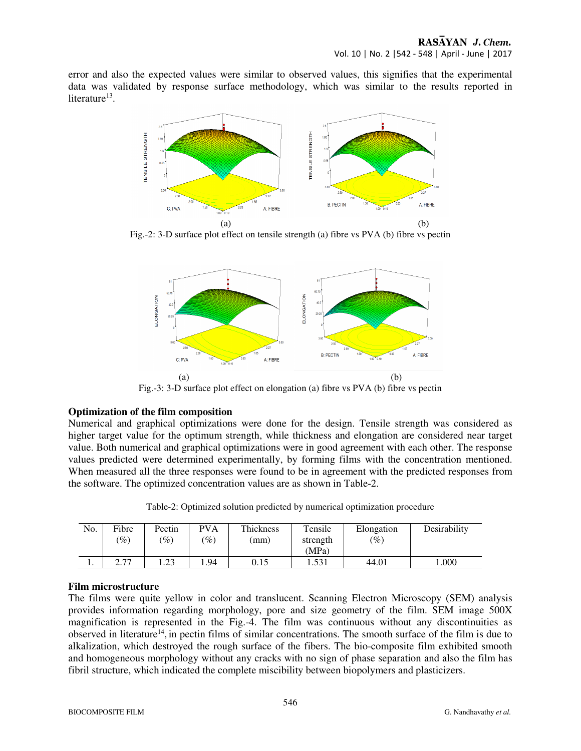error and also the expected values were similar to observed values, this signifies that the experimental data was validated by response surface methodology, which was similar to the results reported in literature[13].

(a) (b)

Fig.-2: 3-D surface plot effect on tensile strength (a) fibre vs PVA (b) fibre vs pectin

(a) (b)

Fig.-3: 3-D surface plot effect on elongation (a) fibre vs PVA (b) fibre vs pectin

### Optimization of the film composition

Numerical and graphical optimizations were done for the design. Tensile strength was considered as higher target value for the optimum strength, while thickness and elongation are considered near target value. Both numerical and graphical optimizations were in good agreement with each other. The response values predicted were determined experimentally, by forming films with the concentration mentioned. When measured all the three responses were found to be in agreement with the predicted responses from the software. The optimized concentration values are as shown in Table-2.

Table-2: Optimized solution predicted by numerical optimization procedure

| No. | Fibre (%) | Pectin (%) | PVA (%) | Thickness (mm) | Tensile strength (MPa) | Elongation (%) | Desirability |
|---|---|---|---|---|---|---|---|
| 1. | 2.77 | 1.23 | 1.94 | 0.15 | 1.531 | 44.01 | 1.000 |

### Film microstructure

The films were quite yellow in color and translucent. Scanning Electron Microscopy (SEM) analysis provides information regarding morphology, pore and size geometry of the film. SEM image 500X magnification is represented in the Fig.-4. The film was continuous without any discontinuities as observed in literature[14], in pectin films of similar concentrations. The smooth surface of the film is due to alkalization, which destroyed the rough surface of the fibers. The bio-composite film exhibited smooth and homogeneous morphology without any cracks with no sign of phase separation and also the film has fibril structure, which indicated the complete miscibility between biopolymers and plasticizers.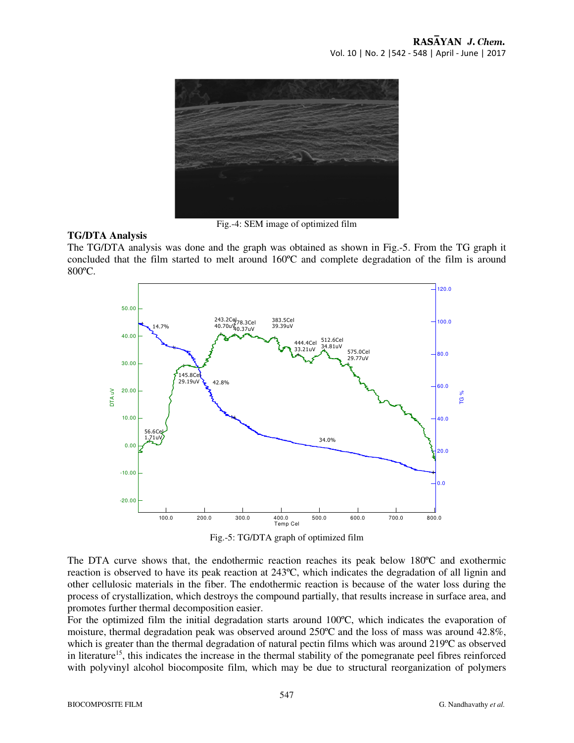Fig.-4: SEM image of optimized film

**TG/DTA Analysis**

The TG/DTA analysis was done and the graph was obtained as shown in Fig.-5. From the TG graph it concluded that the film started to melt around 160ºC and complete degradation of the film is around 800ºC.

Fig.-5: TG/DTA graph of optimized film

The DTA curve shows that, the endothermic reaction reaches its peak below 180ºC and exothermic reaction is observed to have its peak reaction at 243ºC, which indicates the degradation of all lignin and other cellulosic materials in the fiber. The endothermic reaction is because of the water loss during the process of crystallization, which destroys the compound partially, that results increase in surface area, and promotes further thermal decomposition easier.

For the optimized film the initial degradation starts around 100ºC, which indicates the evaporation of moisture, thermal degradation peak was observed around 250ºC and the loss of mass was around 42.8%, which is greater than the thermal degradation of natural pectin films which was around 219ºC as observed in literature[15], this indicates the increase in the thermal stability of the pomegranate peel fibres reinforced with polyvinyl alcohol biocomposite film, which may be due to structural reorganization of polymers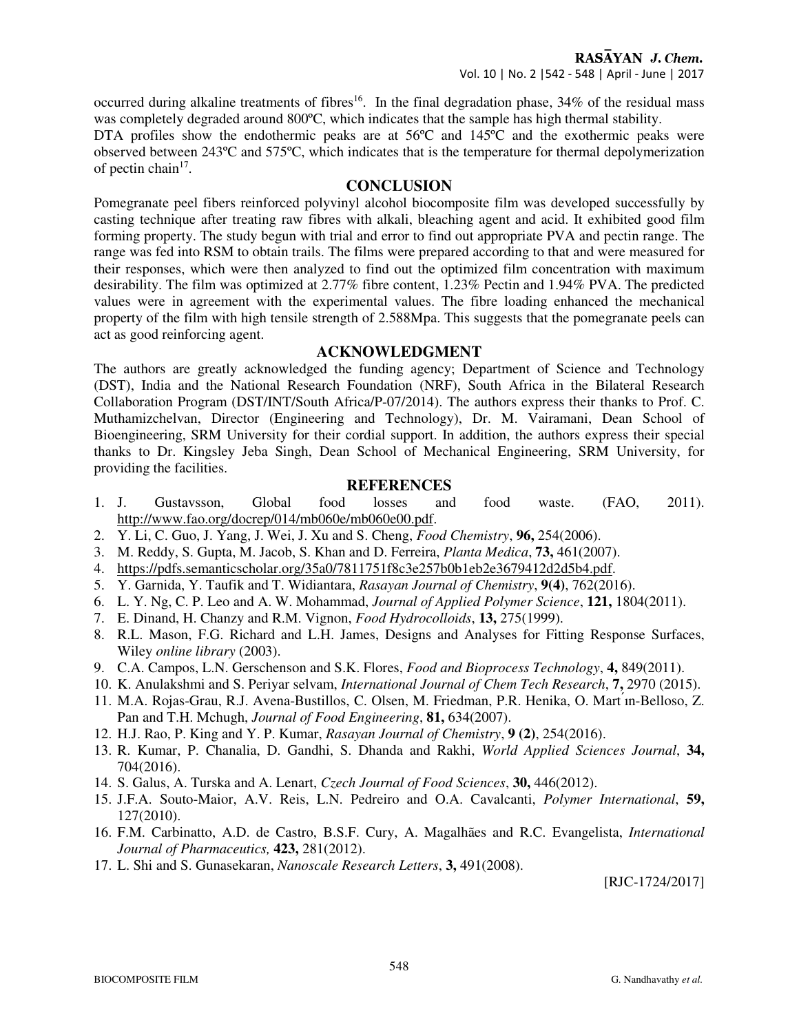occurred during alkaline treatments of fibres[16]. In the final degradation phase, 34% of the residual mass was completely degraded around 800ºC, which indicates that the sample has high thermal stability.

DTA profiles show the endothermic peaks are at 56ºC and 145ºC and the exothermic peaks were observed between 243ºC and 575ºC, which indicates that is the temperature for thermal depolymerization of pectin chain[17].

## CONCLUSION

Pomegranate peel fibers reinforced polyvinyl alcohol biocomposite film was developed successfully by casting technique after treating raw fibres with alkali, bleaching agent and acid. It exhibited good film forming property. The study begun with trial and error to find out appropriate PVA and pectin range. The range was fed into RSM to obtain trails. The films were prepared according to that and were measured for their responses, which were then analyzed to find out the optimized film concentration with maximum desirability. The film was optimized at 2.77% fibre content, 1.23% Pectin and 1.94% PVA. The predicted values were in agreement with the experimental values. The fibre loading enhanced the mechanical property of the film with high tensile strength of 2.588Mpa. This suggests that the pomegranate peels can act as good reinforcing agent.

## ACKNOWLEDGMENT

The authors are greatly acknowledged the funding agency; Department of Science and Technology (DST), India and the National Research Foundation (NRF), South Africa in the Bilateral Research Collaboration Program (DST/INT/South Africa/P-07/2014). The authors express their thanks to Prof. C. Muthamizchelvan, Director (Engineering and Technology), Dr. M. Vairamani, Dean School of Bioengineering, SRM University for their cordial support. In addition, the authors express their special thanks to Dr. Kingsley Jeba Singh, Dean School of Mechanical Engineering, SRM University, for providing the facilities.

## REFERENCES

1. J. Gustavsson, Global food losses and food waste. (FAO, 2011). http://www.fao.org/docrep/014/mb060e/mb060e00.pdf.
2. Y. Li, C. Guo, J. Yang, J. Wei, J. Xu and S. Cheng, *Food Chemistry*, **96,** 254(2006).
3. M. Reddy, S. Gupta, M. Jacob, S. Khan and D. Ferreira, *Planta Medica*, **73,** 461(2007).
4. https://pdfs.semanticscholar.org/35a0/7811751f8c3e257b0b1eb2e3679412d2d5b4.pdf.
5. Y. Garnida, Y. Taufik and T. Widiantara, *Rasayan Journal of Chemistry*, **9(4)**, 762(2016).
6. L. Y. Ng, C. P. Leo and A. W. Mohammad, *Journal of Applied Polymer Science*, **121,** 1804(2011).
7. E. Dinand, H. Chanzy and R.M. Vignon, *Food Hydrocolloids*, **13,** 275(1999).
8. R.L. Mason, F.G. Richard and L.H. James, Designs and Analyses for Fitting Response Surfaces, Wiley *online library* (2003).
9. C.A. Campos, L.N. Gerschenson and S.K. Flores, *Food and Bioprocess Technology*, **4,** 849(2011).
10. K. Anulakshmi and S. Periyar selvam, *International Journal of Chem Tech Research*, **7,** 2970 (2015).
11. M.A. Rojas-Grau, R.J. Avena-Bustillos, C. Olsen, M. Friedman, P.R. Henika, O. Martı́n-Belloso, Z. Pan and T.H. Mchugh, *Journal of Food Engineering*, **81,** 634(2007).
12. H.J. Rao, P. King and Y. P. Kumar, *Rasayan Journal of Chemistry*, **9 (2)**, 254(2016).
13. R. Kumar, P. Chanalia, D. Gandhi, S. Dhanda and Rakhi, *World Applied Sciences Journal*, **34,** 704(2016).
14. S. Galus, A. Turska and A. Lenart, *Czech Journal of Food Sciences*, **30,** 446(2012).
15. J.F.A. Souto-Maior, A.V. Reis, L.N. Pedreiro and O.A. Cavalcanti, *Polymer International*, **59,** 127(2010).
16. F.M. Carbinatto, A.D. de Castro, B.S.F. Cury, A. Magalhães and R.C. Evangelista, *International Journal of Pharmaceutics,* **423,** 281(2012).
17. L. Shi and S. Gunasekaran, *Nanoscale Research Letters*, **3,** 491(2008).

[RJC-1724/2017]